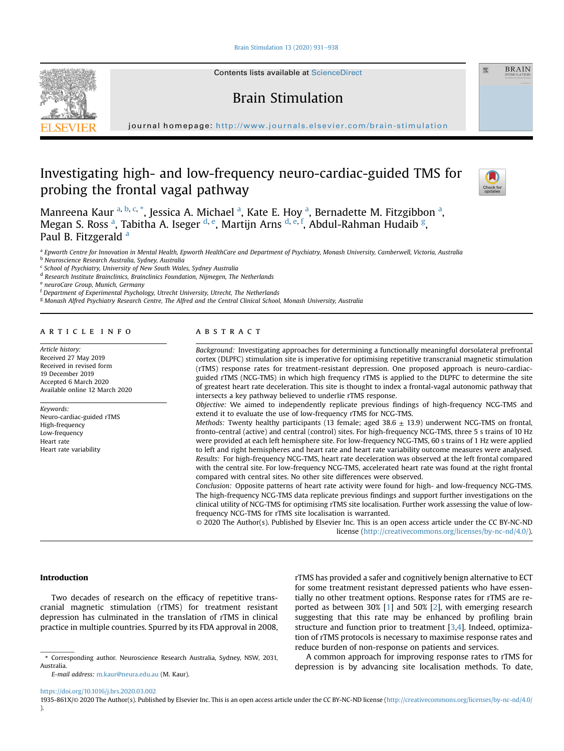# Investigating high- and low-frequency neuro-cardiac-guided TMS for probing the frontal vagal pathway

Manreena Kaur [a, b, c, *], Jessica A. Michael [a], Kate E. Hoy [a], Bernadette M. Fitzgibbon [a], Megan S. Ross [a], Tabitha A. Iseger [d, e], Martijn Arns [d, e, f], Abdul-Rahman Hudaib [g], Paul B. Fitzgerald [a]

[a] Epworth Centre for Innovation in Mental Health, Epworth HealthCare and Department of Psychiatry, Monash University, Camberwell, Victoria, Australia
[b] Neuroscience Research Australia, Sydney, Australia
[c] School of Psychiatry, University of New South Wales, Sydney Australia
[d] Research Institute Brainclinics, Brainclinics Foundation, Nijmegen, The Netherlands
[e] neuroCare Group, Munich, Germany
[f] Department of Experimental Psychology, Utrecht University, Utrecht, The Netherlands
[g] Monash Alfred Psychiatry Research Centre, The Alfred and the Central Clinical School, Monash University, Australia

## ARTICLE INFO

*Article history:*
Received 27 May 2019
Received in revised form 19 December 2019
Accepted 6 March 2020
Available online 12 March 2020

*Keywords:*
Neuro-cardiac-guided rTMS
High-frequency
Low-frequency
Heart rate
Heart rate variability

## ABSTRACT

*Background:* Investigating approaches for determining a functionally meaningful dorsolateral prefrontal cortex (DLPFC) stimulation site is imperative for optimising repetitive transcranial magnetic stimulation (rTMS) response rates for treatment-resistant depression. One proposed approach is neuro-cardiac-guided rTMS (NCG-TMS) in which high frequency rTMS is applied to the DLPFC to determine the site of greatest heart rate deceleration. This site is thought to index a frontal-vagal autonomic pathway that intersects a key pathway believed to underlie rTMS response.

*Objective:* We aimed to independently replicate previous findings of high-frequency NCG-TMS and extend it to evaluate the use of low-frequency rTMS for NCG-TMS.

*Methods:* Twenty healthy participants (13 female; aged 38.6 ± 13.9) underwent NCG-TMS on frontal, fronto-central (active) and central (control) sites. For high-frequency NCG-TMS, three 5 s trains of 10 Hz were provided at each left hemisphere site. For low-frequency NCG-TMS, 60 s trains of 1 Hz were applied to left and right hemispheres and heart rate and heart rate variability outcome measures were analysed.

*Results:* For high-frequency NCG-TMS, heart rate deceleration was observed at the left frontal compared with the central site. For low-frequency NCG-TMS, accelerated heart rate was found at the right frontal compared with central sites. No other site differences were observed.

*Conclusion:* Opposite patterns of heart rate activity were found for high- and low-frequency NCG-TMS. The high-frequency NCG-TMS data replicate previous findings and support further investigations on the clinical utility of NCG-TMS for optimising rTMS site localisation. Further work assessing the value of low-frequency NCG-TMS for rTMS site localisation is warranted.

© 2020 The Author(s). Published by Elsevier Inc. This is an open access article under the CC BY-NC-ND license (http://creativecommons.org/licenses/by-nc-nd/4.0/).

## Introduction

Two decades of research on the efficacy of repetitive transcranial magnetic stimulation (rTMS) for treatment resistant depression has culminated in the translation of rTMS in clinical practice in multiple countries. Spurred by its FDA approval in 2008, rTMS has provided a safer and cognitively benign alternative to ECT for some treatment resistant depressed patients who have essentially no other treatment options. Response rates for rTMS are reported as between 30% [1] and 50% [2], with emerging research suggesting that this rate may be enhanced by profiling brain structure and function prior to treatment [3,4]. Indeed, optimization of rTMS protocols is necessary to maximise response rates and reduce burden of non-response on patients and services.

A common approach for improving response rates to rTMS for depression is by advancing site localisation methods. To date,

\* Corresponding author. Neuroscience Research Australia, Sydney, NSW, 2031, Australia.
*E-mail address:* m.kaur@neura.edu.au (M. Kaur).

https://doi.org/10.1016/j.brs.2020.03.002
1935-861X/© 2020 The Author(s). Published by Elsevier Inc. This is an open access article under the CC BY-NC-ND license (http://creativecommons.org/licenses/by-nc-nd/4.0/).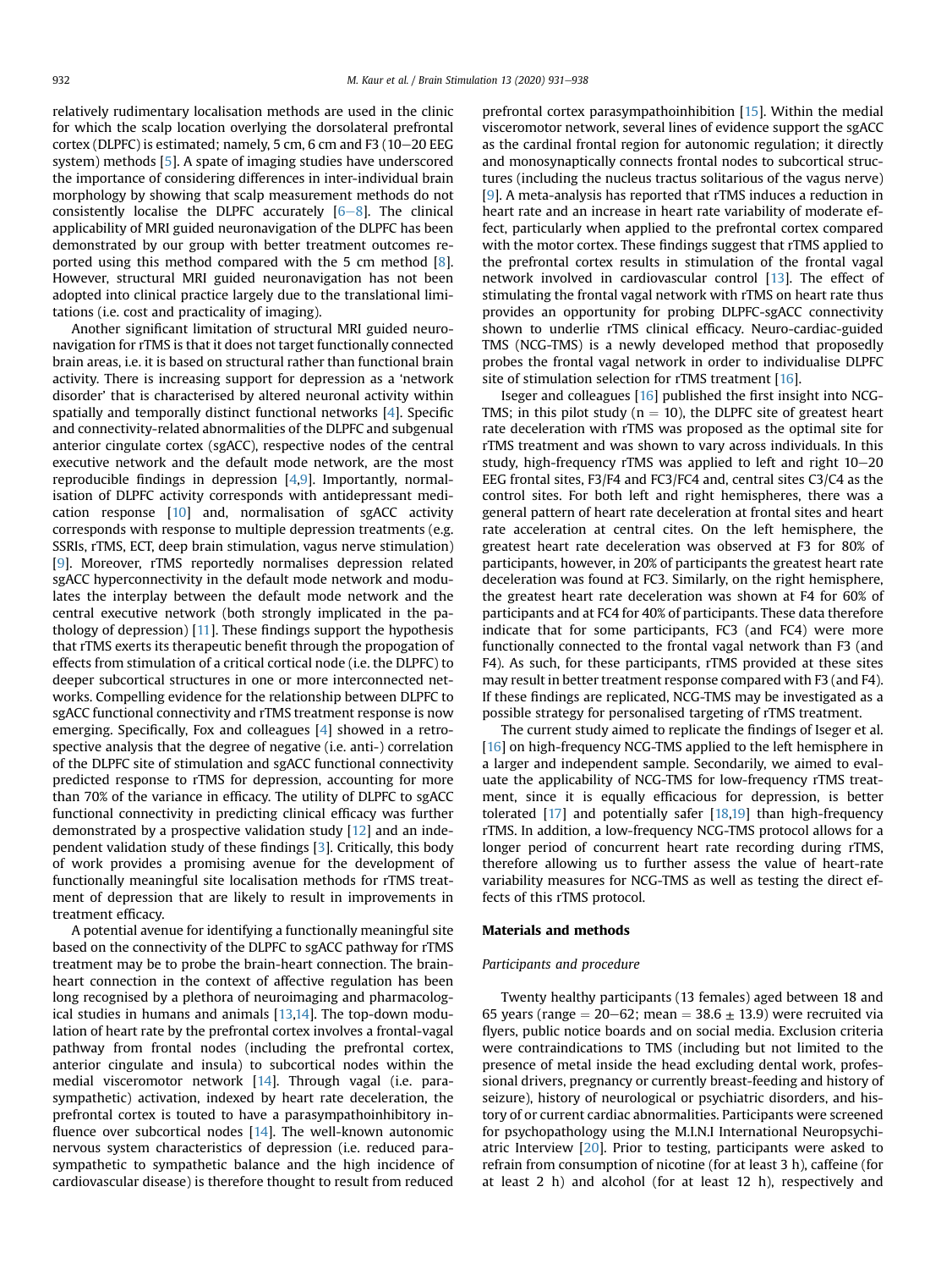relatively rudimentary localisation methods are used in the clinic for which the scalp location overlying the dorsolateral prefrontal cortex (DLPFC) is estimated; namely, 5 cm, 6 cm and F3 (10–20 EEG system) methods [5]. A spate of imaging studies have underscored the importance of considering differences in inter-individual brain morphology by showing that scalp measurement methods do not consistently localise the DLPFC accurately [6–8]. The clinical applicability of MRI guided neuronavigation of the DLPFC has been demonstrated by our group with better treatment outcomes reported using this method compared with the 5 cm method [8]. However, structural MRI guided neuronavigation has not been adopted into clinical practice largely due to the translational limitations (i.e. cost and practicality of imaging).

Another significant limitation of structural MRI guided neuronavigation for rTMS is that it does not target functionally connected brain areas, i.e. it is based on structural rather than functional brain activity. There is increasing support for depression as a 'network disorder' that is characterised by altered neuronal activity within spatially and temporally distinct functional networks [4]. Specific and connectivity-related abnormalities of the DLPFC and subgenual anterior cingulate cortex (sgACC), respective nodes of the central executive network and the default mode network, are the most reproducible findings in depression [4,9]. Importantly, normalisation of DLPFC activity corresponds with antidepressant medication response [10] and, normalisation of sgACC activity corresponds with response to multiple depression treatments (e.g. SSRIs, rTMS, ECT, deep brain stimulation, vagus nerve stimulation) [9]. Moreover, rTMS reportedly normalises depression related sgACC hyperconnectivity in the default mode network and modulates the interplay between the default mode network and the central executive network (both strongly implicated in the pathology of depression) [11]. These findings support the hypothesis that rTMS exerts its therapeutic benefit through the propogation of effects from stimulation of a critical cortical node (i.e. the DLPFC) to deeper subcortical structures in one or more interconnected networks. Compelling evidence for the relationship between DLPFC to sgACC functional connectivity and rTMS treatment response is now emerging. Specifically, Fox and colleagues [4] showed in a retrospective analysis that the degree of negative (i.e. anti-) correlation of the DLPFC site of stimulation and sgACC functional connectivity predicted response to rTMS for depression, accounting for more than 70% of the variance in efficacy. The utility of DLPFC to sgACC functional connectivity in predicting clinical efficacy was further demonstrated by a prospective validation study [12] and an independent validation study of these findings [3]. Critically, this body of work provides a promising avenue for the development of functionally meaningful site localisation methods for rTMS treatment of depression that are likely to result in improvements in treatment efficacy.

A potential avenue for identifying a functionally meaningful site based on the connectivity of the DLPFC to sgACC pathway for rTMS treatment may be to probe the brain-heart connection. The brain-heart connection in the context of affective regulation has been long recognised by a plethora of neuroimaging and pharmacological studies in humans and animals [13,14]. The top-down modulation of heart rate by the prefrontal cortex involves a frontal-vagal pathway from frontal nodes (including the prefrontal cortex, anterior cingulate and insula) to subcortical nodes within the medial visceromotor network [14]. Through vagal (i.e. parasympathetic) activation, indexed by heart rate deceleration, the prefrontal cortex is touted to have a parasympathoinhibitory influence over subcortical nodes [14]. The well-known autonomic nervous system characteristics of depression (i.e. reduced parasympathetic to sympathetic balance and the high incidence of cardiovascular disease) is therefore thought to result from reduced prefrontal cortex parasympathoinhibition [15]. Within the medial visceromotor network, several lines of evidence support the sgACC as the cardinal frontal region for autonomic regulation; it directly and monosynaptically connects frontal nodes to subcortical structures (including the nucleus tractus solitarious of the vagus nerve) [9]. A meta-analysis has reported that rTMS induces a reduction in heart rate and an increase in heart rate variability of moderate effect, particularly when applied to the prefrontal cortex compared with the motor cortex. These findings suggest that rTMS applied to the prefrontal cortex results in stimulation of the frontal vagal network involved in cardiovascular control [13]. The effect of stimulating the frontal vagal network with rTMS on heart rate thus provides an opportunity for probing DLPFC-sgACC connectivity shown to underlie rTMS clinical efficacy. Neuro-cardiac-guided TMS (NCG-TMS) is a newly developed method that proposedly probes the frontal vagal network in order to individualise DLPFC site of stimulation selection for rTMS treatment [16].

Iseger and colleagues [16] published the first insight into NCG-TMS; in this pilot study ($n = 10$), the DLPFC site of greatest heart rate deceleration with rTMS was proposed as the optimal site for rTMS treatment and was shown to vary across individuals. In this study, high-frequency rTMS was applied to left and right 10–20 EEG frontal sites, F3/F4 and FC3/FC4 and, central sites C3/C4 as the control sites. For both left and right hemispheres, there was a general pattern of heart rate deceleration at frontal sites and heart rate acceleration at central cites. On the left hemisphere, the greatest heart rate deceleration was observed at F3 for 80% of participants, however, in 20% of participants the greatest heart rate deceleration was found at FC3. Similarly, on the right hemisphere, the greatest heart rate deceleration was shown at F4 for 60% of participants and at FC4 for 40% of participants. These data therefore indicate that for some participants, FC3 (and FC4) were more functionally connected to the frontal vagal network than F3 (and F4). As such, for these participants, rTMS provided at these sites may result in better treatment response compared with F3 (and F4). If these findings are replicated, NCG-TMS may be investigated as a possible strategy for personalised targeting of rTMS treatment.

The current study aimed to replicate the findings of Iseger et al. [16] on high-frequency NCG-TMS applied to the left hemisphere in a larger and independent sample. Secondarily, we aimed to evaluate the applicability of NCG-TMS for low-frequency rTMS treatment, since it is equally efficacious for depression, is better tolerated [17] and potentially safer [18,19] than high-frequency rTMS. In addition, a low-frequency NCG-TMS protocol allows for a longer period of concurrent heart rate recording during rTMS, therefore allowing us to further assess the value of heart-rate variability measures for NCG-TMS as well as testing the direct effects of this rTMS protocol.

## Materials and methods

### Participants and procedure

Twenty healthy participants (13 females) aged between 18 and 65 years (range = 20–62; mean = 38.6 ± 13.9) were recruited via flyers, public notice boards and on social media. Exclusion criteria were contraindications to TMS (including but not limited to the presence of metal inside the head excluding dental work, professional drivers, pregnancy or currently breast-feeding and history of seizure), history of neurological or psychiatric disorders, and history of or current cardiac abnormalities. Participants were screened for psychopathology using the M.I.N.I International Neuropsychiatric Interview [20]. Prior to testing, participants were asked to refrain from consumption of nicotine (for at least 3 h), caffeine (for at least 2 h) and alcohol (for at least 12 h), respectively and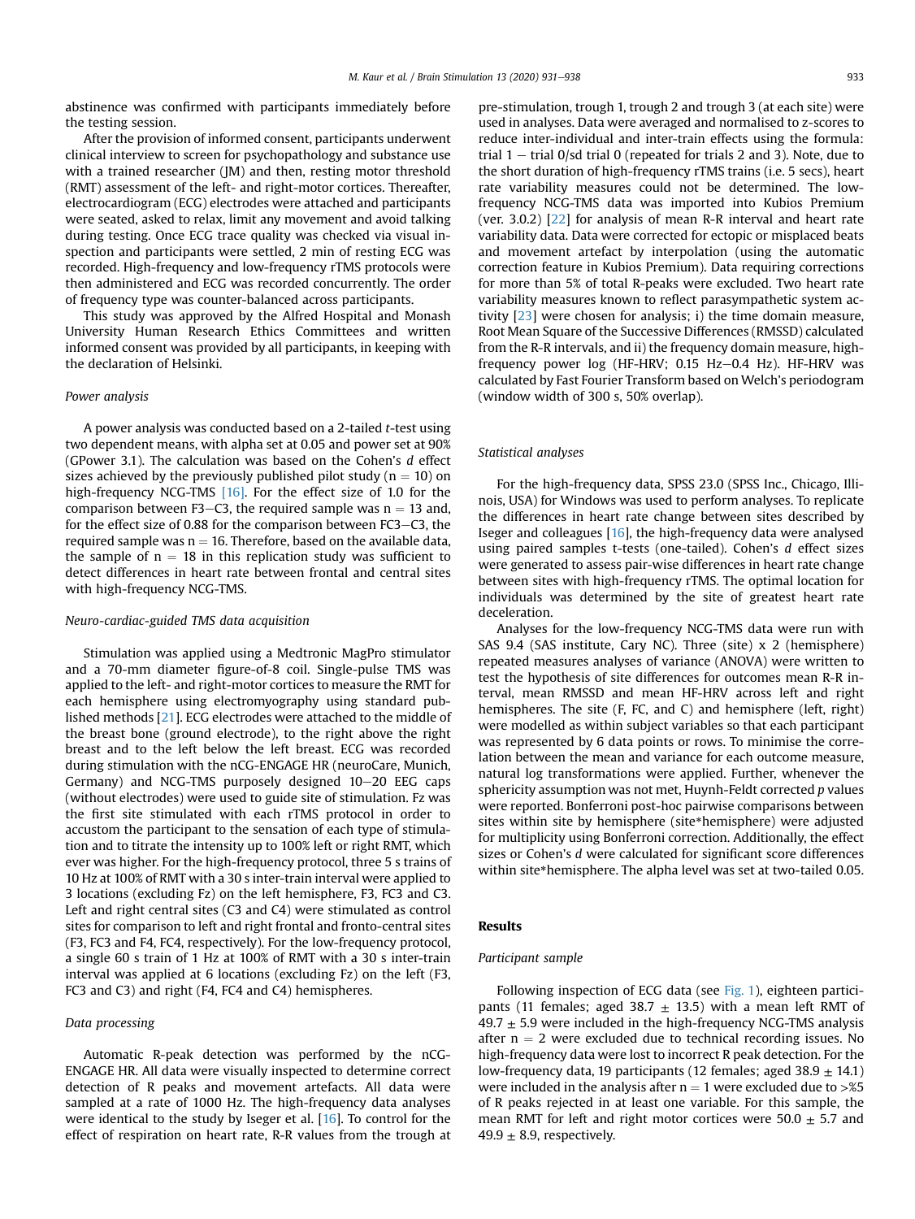abstinence was confirmed with participants immediately before the testing session.

After the provision of informed consent, participants underwent clinical interview to screen for psychopathology and substance use with a trained researcher (JM) and then, resting motor threshold (RMT) assessment of the left- and right-motor cortices. Thereafter, electrocardiogram (ECG) electrodes were attached and participants were seated, asked to relax, limit any movement and avoid talking during testing. Once ECG trace quality was checked via visual inspection and participants were settled, 2 min of resting ECG was recorded. High-frequency and low-frequency rTMS protocols were then administered and ECG was recorded concurrently. The order of frequency type was counter-balanced across participants.

This study was approved by the Alfred Hospital and Monash University Human Research Ethics Committees and written informed consent was provided by all participants, in keeping with the declaration of Helsinki.

### *Power analysis*

A power analysis was conducted based on a 2-tailed *t*-test using two dependent means, with alpha set at 0.05 and power set at 90% (GPower 3.1). The calculation was based on the Cohen's *d* effect sizes achieved by the previously published pilot study ($n = 10$) on high-frequency NCG-TMS [16]. For the effect size of 1.0 for the comparison between F3−C3, the required sample was $n = 13$ and, for the effect size of 0.88 for the comparison between FC3−C3, the required sample was $n = 16$. Therefore, based on the available data, the sample of $n = 18$ in this replication study was sufficient to detect differences in heart rate between frontal and central sites with high-frequency NCG-TMS.

### *Neuro-cardiac-guided TMS data acquisition*

Stimulation was applied using a Medtronic MagPro stimulator and a 70-mm diameter figure-of-8 coil. Single-pulse TMS was applied to the left- and right-motor cortices to measure the RMT for each hemisphere using electromyography using standard published methods [21]. ECG electrodes were attached to the middle of the breast bone (ground electrode), to the right above the right breast and to the left below the left breast. ECG was recorded during stimulation with the nCG-ENGAGE HR (neuroCare, Munich, Germany) and NCG-TMS purposely designed 10−20 EEG caps (without electrodes) were used to guide site of stimulation. Fz was the first site stimulated with each rTMS protocol in order to accustom the participant to the sensation of each type of stimulation and to titrate the intensity up to 100% left or right RMT, which ever was higher. For the high-frequency protocol, three 5 s trains of 10 Hz at 100% of RMT with a 30 s inter-train interval were applied to 3 locations (excluding Fz) on the left hemisphere, F3, FC3 and C3. Left and right central sites (C3 and C4) were stimulated as control sites for comparison to left and right frontal and fronto-central sites (F3, FC3 and F4, FC4, respectively). For the low-frequency protocol, a single 60 s train of 1 Hz at 100% of RMT with a 30 s inter-train interval was applied at 6 locations (excluding Fz) on the left (F3, FC3 and C3) and right (F4, FC4 and C4) hemispheres.

### *Data processing*

Automatic R-peak detection was performed by the nCG-ENGAGE HR. All data were visually inspected to determine correct detection of R peaks and movement artefacts. All data were sampled at a rate of 1000 Hz. The high-frequency data analyses were identical to the study by Iseger et al. [16]. To control for the effect of respiration on heart rate, R-R values from the trough at pre-stimulation, trough 1, trough 2 and trough 3 (at each site) were used in analyses. Data were averaged and normalised to z-scores to reduce inter-individual and inter-train effects using the formula: trial 1 − trial 0/sd trial 0 (repeated for trials 2 and 3). Note, due to the short duration of high-frequency rTMS trains (i.e. 5 secs), heart rate variability measures could not be determined. The low-frequency NCG-TMS data was imported into Kubios Premium (ver. 3.0.2) [22] for analysis of mean R-R interval and heart rate variability data. Data were corrected for ectopic or misplaced beats and movement artefact by interpolation (using the automatic correction feature in Kubios Premium). Data requiring corrections for more than 5% of total R-peaks were excluded. Two heart rate variability measures known to reflect parasympathetic system activity [23] were chosen for analysis; i) the time domain measure, Root Mean Square of the Successive Differences (RMSSD) calculated from the R-R intervals, and ii) the frequency domain measure, high-frequency power log (HF-HRV; 0.15 Hz−0.4 Hz). HF-HRV was calculated by Fast Fourier Transform based on Welch's periodogram (window width of 300 s, 50% overlap).

### *Statistical analyses*

For the high-frequency data, SPSS 23.0 (SPSS Inc., Chicago, Illinois, USA) for Windows was used to perform analyses. To replicate the differences in heart rate change between sites described by Iseger and colleagues [16], the high-frequency data were analysed using paired samples t-tests (one-tailed). Cohen's *d* effect sizes were generated to assess pair-wise differences in heart rate change between sites with high-frequency rTMS. The optimal location for individuals was determined by the site of greatest heart rate deceleration.

Analyses for the low-frequency NCG-TMS data were run with SAS 9.4 (SAS institute, Cary NC). Three (site) x 2 (hemisphere) repeated measures analyses of variance (ANOVA) were written to test the hypothesis of site differences for outcomes mean R-R interval, mean RMSSD and mean HF-HRV across left and right hemispheres. The site (F, FC, and C) and hemisphere (left, right) were modelled as within subject variables so that each participant was represented by 6 data points or rows. To minimise the correlation between the mean and variance for each outcome measure, natural log transformations were applied. Further, whenever the sphericity assumption was not met, Huynh-Feldt corrected *p* values were reported. Bonferroni post-hoc pairwise comparisons between sites within site by hemisphere (site*hemisphere) were adjusted for multiplicity using Bonferroni correction. Additionally, the effect sizes or Cohen's *d* were calculated for significant score differences within site*hemisphere. The alpha level was set at two-tailed 0.05.

## Results

### *Participant sample*

Following inspection of ECG data (see Fig. 1), eighteen participants (11 females; aged 38.7 ± 13.5) with a mean left RMT of 49.7 ± 5.9 were included in the high-frequency NCG-TMS analysis after $n = 2$ were excluded due to technical recording issues. No high-frequency data were lost to incorrect R peak detection. For the low-frequency data, 19 participants (12 females; aged 38.9 ± 14.1) were included in the analysis after $n = 1$ were excluded due to >%5 of R peaks rejected in at least one variable. For this sample, the mean RMT for left and right motor cortices were 50.0 ± 5.7 and 49.9 ± 8.9, respectively.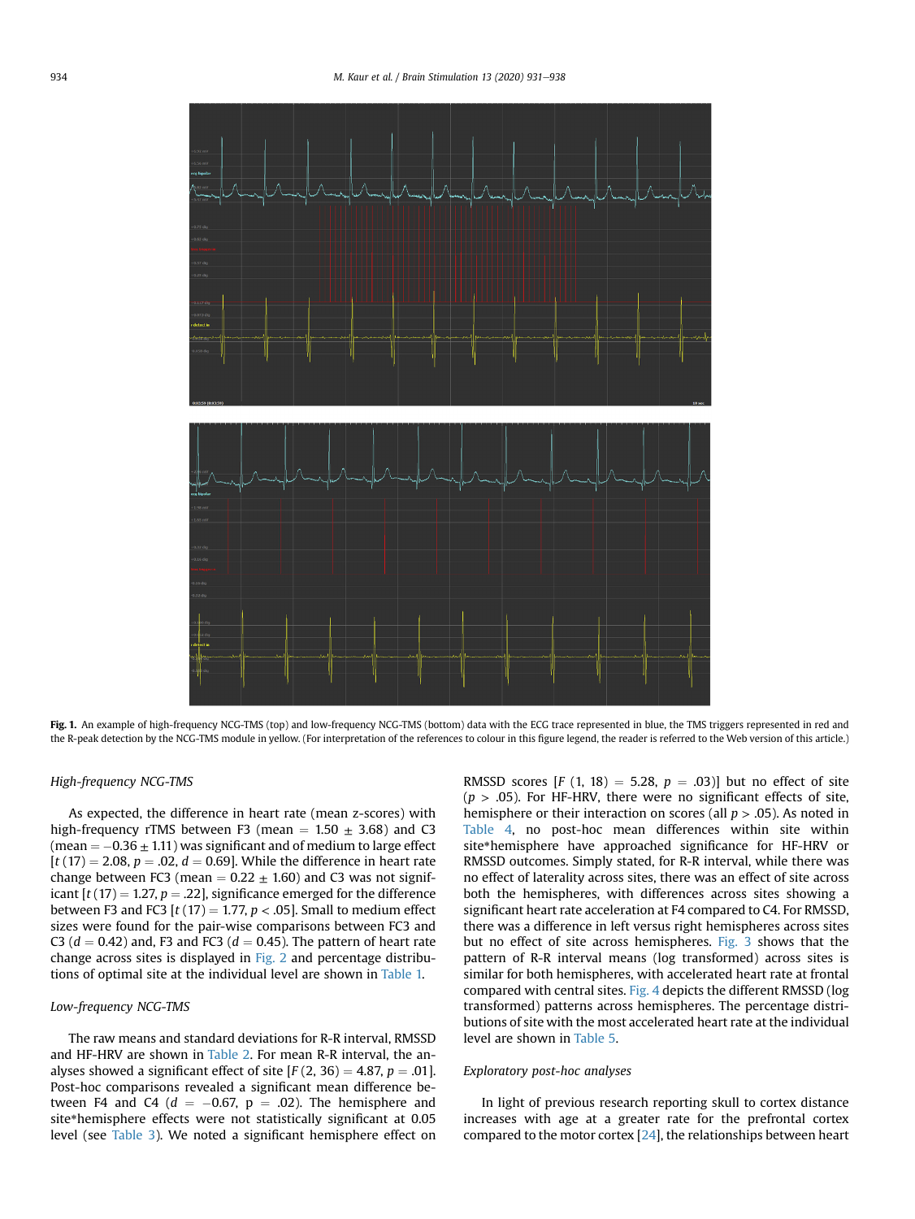**Fig. 1.** An example of high-frequency NCG-TMS (top) and low-frequency NCG-TMS (bottom) data with the ECG trace represented in blue, the TMS triggers represented in red and the R-peak detection by the NCG-TMS module in yellow. (For interpretation of the references to colour in this figure legend, the reader is referred to the Web version of this article.)

### High-frequency NCG-TMS

As expected, the difference in heart rate (mean z-scores) with high-frequency rTMS between F3 (mean = 1.50 ± 3.68) and C3 (mean = −0.36 ± 1.11) was significant and of medium to large effect [$t\,(17) = 2.08$, $p = .02$, $d = 0.69$]. While the difference in heart rate change between FC3 (mean = 0.22 ± 1.60) and C3 was not significant [$t\,(17) = 1.27$, $p = .22$], significance emerged for the difference between F3 and FC3 [$t\,(17) = 1.77$, $p < .05$]. Small to medium effect sizes were found for the pair-wise comparisons between FC3 and C3 ($d = 0.42$) and, F3 and FC3 ($d = 0.45$). The pattern of heart rate change across sites is displayed in Fig. 2 and percentage distributions of optimal site at the individual level are shown in Table 1.

### Low-frequency NCG-TMS

The raw means and standard deviations for R-R interval, RMSSD and HF-HRV are shown in Table 2. For mean R-R interval, the analyses showed a significant effect of site [$F\,(2, 36) = 4.87$, $p = .01$]. Post-hoc comparisons revealed a significant mean difference between F4 and C4 ($d = -0.67$, $p = .02$). The hemisphere and site*hemisphere effects were not statistically significant at 0.05 level (see Table 3). We noted a significant hemisphere effect on RMSSD scores [$F\,(1, 18) = 5.28$, $p = .03$)] but no effect of site ($p > .05$). For HF-HRV, there were no significant effects of site, hemisphere or their interaction on scores (all $p > .05$). As noted in Table 4, no post-hoc mean differences within site within site*hemisphere have approached significance for HF-HRV or RMSSD outcomes. Simply stated, for R-R interval, while there was no effect of laterality across sites, there was an effect of site across both the hemispheres, with differences across sites showing a significant heart rate acceleration at F4 compared to C4. For RMSSD, there was a difference in left versus right hemispheres across sites but no effect of site across hemispheres. Fig. 3 shows that the pattern of R-R interval means (log transformed) across sites is similar for both hemispheres, with accelerated heart rate at frontal compared with central sites. Fig. 4 depicts the different RMSSD (log transformed) patterns across hemispheres. The percentage distributions of site with the most accelerated heart rate at the individual level are shown in Table 5.

### Exploratory post-hoc analyses

In light of previous research reporting skull to cortex distance increases with age at a greater rate for the prefrontal cortex compared to the motor cortex [24], the relationships between heart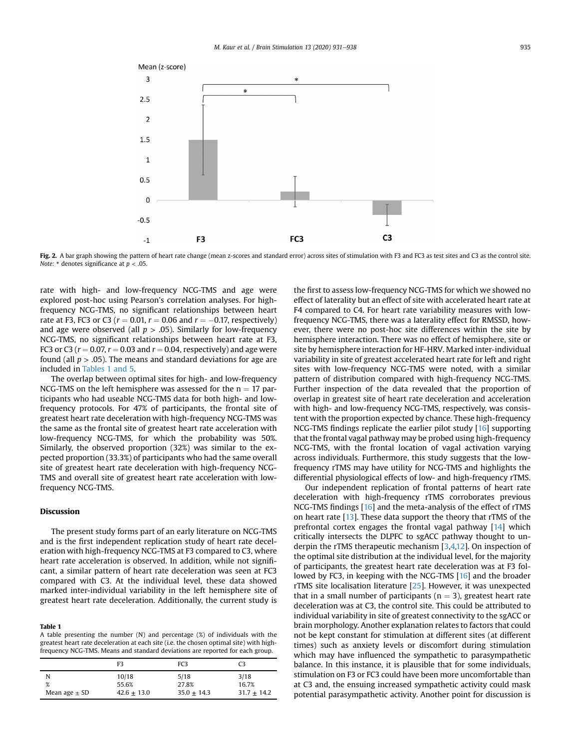Fig. 2. A bar graph showing the pattern of heart rate change (mean z-scores and standard error) across sites of stimulation with F3 and FC3 as test sites and C3 as the control site. *Note:* * denotes significance at $p < .05$.

rate with high- and low-frequency NCG-TMS and age were explored post-hoc using Pearson's correlation analyses. For high-frequency NCG-TMS, no significant relationships between heart rate at F3, FC3 or C3 ($r = 0.01$, $r = 0.06$ and $r = -0.17$, respectively) and age were observed (all $p > .05$). Similarly for low-frequency NCG-TMS, no significant relationships between heart rate at F3, FC3 or C3 ($r = 0.07$, $r = 0.03$ and $r = 0.04$, respectively) and age were found (all $p > .05$). The means and standard deviations for age are included in Tables 1 and 5.

The overlap between optimal sites for high- and low-frequency NCG-TMS on the left hemisphere was assessed for the n = 17 participants who had useable NCG-TMS data for both high- and low-frequency protocols. For 47% of participants, the frontal site of greatest heart rate deceleration with high-frequency NCG-TMS was the same as the frontal site of greatest heart rate acceleration with low-frequency NCG-TMS, for which the probability was 50%. Similarly, the observed proportion (32%) was similar to the expected proportion (33.3%) of participants who had the same overall site of greatest heart rate deceleration with high-frequency NCG-TMS and overall site of greatest heart rate acceleration with low-frequency NCG-TMS.

## Discussion

The present study forms part of an early literature on NCG-TMS and is the first independent replication study of heart rate deceleration with high-frequency NCG-TMS at F3 compared to C3, where heart rate acceleration is observed. In addition, while not significant, a similar pattern of heart rate deceleration was seen at FC3 compared with C3. At the individual level, these data showed marked inter-individual variability in the left hemisphere site of greatest heart rate deceleration. Additionally, the current study is the first to assess low-frequency NCG-TMS for which we showed no effect of laterality but an effect of site with accelerated heart rate at F4 compared to C4. For heart rate variability measures with low-frequency NCG-TMS, there was a laterality effect for RMSSD, however, there were no post-hoc site differences within the site by hemisphere interaction. There was no effect of hemisphere, site or site by hemisphere interaction for HF-HRV. Marked inter-individual variability in site of greatest accelerated heart rate for left and right sites with low-frequency NCG-TMS were noted, with a similar pattern of distribution compared with high-frequency NCG-TMS. Further inspection of the data revealed that the proportion of overlap in greatest site of heart rate deceleration and acceleration with high- and low-frequency NCG-TMS, respectively, was consistent with the proportion expected by chance. These high-frequency NCG-TMS findings replicate the earlier pilot study [16] supporting that the frontal vagal pathway may be probed using high-frequency NCG-TMS, with the frontal location of vagal activation varying across individuals. Furthermore, this study suggests that the low-frequency rTMS may have utility for NCG-TMS and highlights the differential physiological effects of low- and high-frequency rTMS.

Our independent replication of frontal patterns of heart rate deceleration with high-frequency rTMS corroborates previous NCG-TMS findings [16] and the meta-analysis of the effect of rTMS on heart rate [13]. These data support the theory that rTMS of the prefrontal cortex engages the frontal vagal pathway [14] which critically intersects the DLPFC to sgACC pathway thought to underpin the rTMS therapeutic mechanism [3,4,12]. On inspection of the optimal site distribution at the individual level, for the majority of participants, the greatest heart rate deceleration was at F3 followed by FC3, in keeping with the NCG-TMS [16] and the broader rTMS site localisation literature [25]. However, it was unexpected that in a small number of participants (n = 3), greatest heart rate deceleration was at C3, the control site. This could be attributed to individual variability in site of greatest connectivity to the sgACC or brain morphology. Another explanation relates to factors that could not be kept constant for stimulation at different sites (at different times) such as anxiety levels or discomfort during stimulation which may have influenced the sympathetic to parasympathetic balance. In this instance, it is plausible that for some individuals, stimulation on F3 or FC3 could have been more uncomfortable than at C3 and, the ensuing increased sympathetic activity could mask potential parasympathetic activity. Another point for discussion is

**Table 1**
A table presenting the number (N) and percentage (%) of individuals with the greatest heart rate deceleration at each site (i.e. the chosen optimal site) with high-frequency NCG-TMS. Means and standard deviations are reported for each group.

| | F3 | FC3 | C3 |
|---|---|---|---|
| N | 10/18 | 5/18 | 3/18 |
| % | 55.6% | 27.8% | 16.7% |
| Mean age ± SD | 42.6 ± 13.0 | 35.0 ± 14.3 | 31.7 ± 14.2 |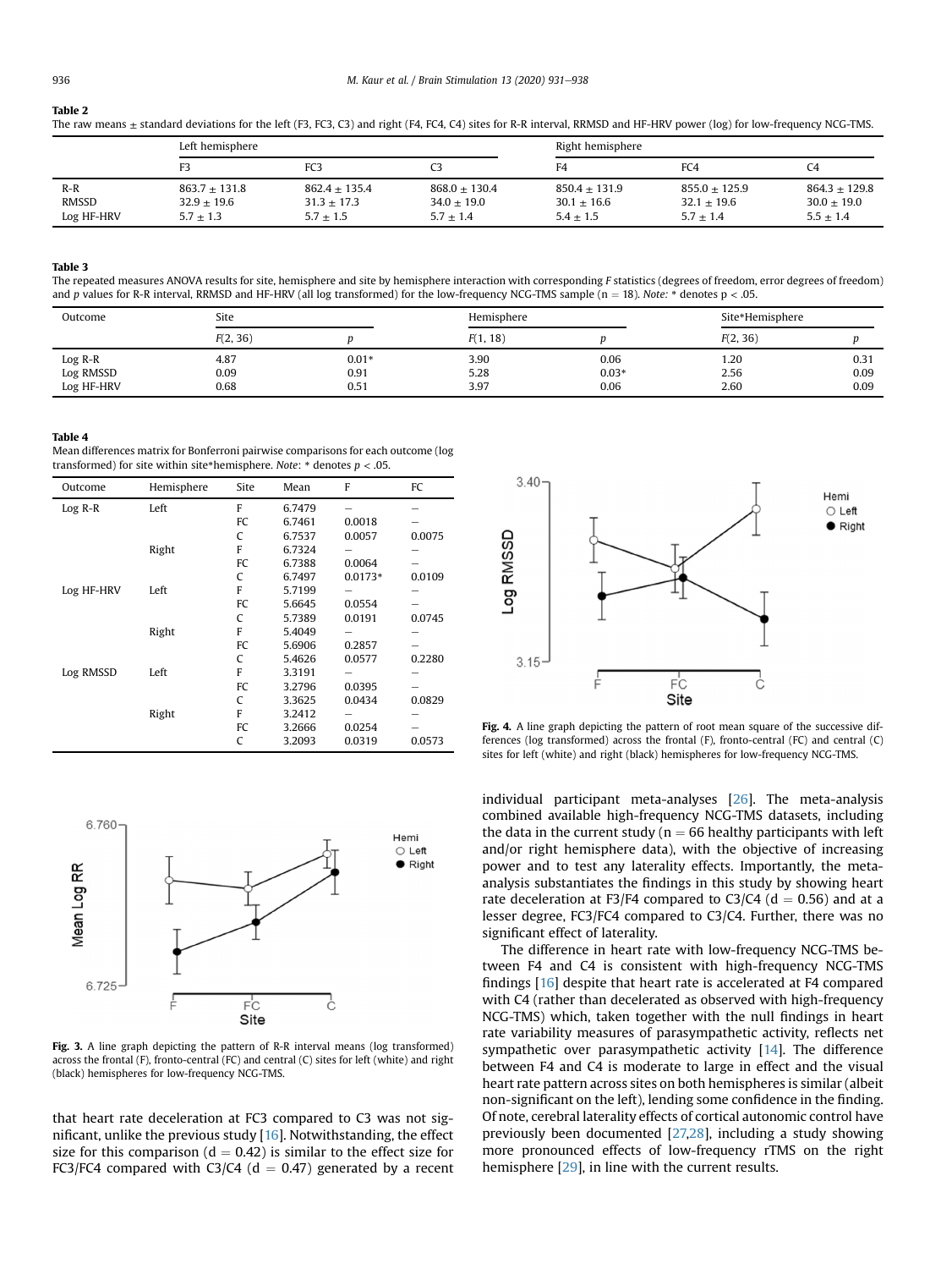**Table 2**
The raw means ± standard deviations for the left (F3, FC3, C3) and right (F4, FC4, C4) sites for R-R interval, RRMSD and HF-HRV power (log) for low-frequency NCG-TMS.

| | Left hemisphere | | | Right hemisphere | | |
|---|---|---|---|---|---|---|
| | F3 | FC3 | C3 | F4 | FC4 | C4 |
| R-R | 863.7 ± 131.8 | 862.4 ± 135.4 | 868.0 ± 130.4 | 850.4 ± 131.9 | 855.0 ± 125.9 | 864.3 ± 129.8 |
| RMSSD | 32.9 ± 19.6 | 31.3 ± 17.3 | 34.0 ± 19.0 | 30.1 ± 16.6 | 32.1 ± 19.6 | 30.0 ± 19.0 |
| Log HF-HRV | 5.7 ± 1.3 | 5.7 ± 1.5 | 5.7 ± 1.4 | 5.4 ± 1.5 | 5.7 ± 1.4 | 5.5 ± 1.4 |

**Table 3**
The repeated measures ANOVA results for site, hemisphere and site by hemisphere interaction with corresponding *F* statistics (degrees of freedom, error degrees of freedom) and *p* values for R-R interval, RRMSD and HF-HRV (all log transformed) for the low-frequency NCG-TMS sample (n = 18). *Note:* * denotes p < .05.

| Outcome | Site | | Hemisphere | | Site*Hemisphere | |
|---|---|---|---|---|---|---|
| | *F*(2, 36) | *p* | *F*(1, 18) | *p* | *F*(2, 36) | *p* |
| Log R-R | 4.87 | 0.01* | 3.90 | 0.06 | 1.20 | 0.31 |
| Log RMSSD | 0.09 | 0.91 | 5.28 | 0.03* | 2.56 | 0.09 |
| Log HF-HRV | 0.68 | 0.51 | 3.97 | 0.06 | 2.60 | 0.09 |

**Table 4**
Mean differences matrix for Bonferroni pairwise comparisons for each outcome (log transformed) for site within site*hemisphere. *Note:* * denotes p < .05.

| Outcome | Hemisphere | Site | Mean | F | FC |
|---|---|---|---|---|---|
| Log R-R | Left | F | 6.7479 | – | – |
| | | FC | 6.7461 | 0.0018 | – |
| | | C | 6.7537 | 0.0057 | 0.0075 |
| | Right | F | 6.7324 | – | – |
| | | FC | 6.7388 | 0.0064 | – |
| | | C | 6.7497 | 0.0173* | 0.0109 |
| Log HF-HRV | Left | F | 5.7199 | – | – |
| | | FC | 5.6645 | 0.0554 | – |
| | | C | 5.7389 | 0.0191 | 0.0745 |
| | Right | F | 5.4049 | – | – |
| | | FC | 5.6906 | 0.2857 | – |
| | | C | 5.4626 | 0.0577 | 0.2280 |
| Log RMSSD | Left | F | 3.3191 | – | – |
| | | FC | 3.2796 | 0.0395 | – |
| | | C | 3.3625 | 0.0434 | 0.0829 |
| | Right | F | 3.2412 | – | – |
| | | FC | 3.2666 | 0.0254 | – |
| | | C | 3.2093 | 0.0319 | 0.0573 |

**Fig. 3.** A line graph depicting the pattern of R-R interval means (log transformed) across the frontal (F), fronto-central (FC) and central (C) sites for left (white) and right (black) hemispheres for low-frequency NCG-TMS.

**Fig. 4.** A line graph depicting the pattern of root mean square of the successive differences (log transformed) across the frontal (F), fronto-central (FC) and central (C) sites for left (white) and right (black) hemispheres for low-frequency NCG-TMS.

that heart rate deceleration at FC3 compared to C3 was not significant, unlike the previous study [16]. Notwithstanding, the effect size for this comparison (d = 0.42) is similar to the effect size for FC3/FC4 compared with C3/C4 (d = 0.47) generated by a recent individual participant meta-analyses [26]. The meta-analysis combined available high-frequency NCG-TMS datasets, including the data in the current study (n = 66 healthy participants with left and/or right hemisphere data), with the objective of increasing power and to test any laterality effects. Importantly, the meta-analysis substantiates the findings in this study by showing heart rate deceleration at F3/F4 compared to C3/C4 (d = 0.56) and at a lesser degree, FC3/FC4 compared to C3/C4. Further, there was no significant effect of laterality.

The difference in heart rate with low-frequency NCG-TMS between F4 and C4 is consistent with high-frequency NCG-TMS findings [16] despite that heart rate is accelerated at F4 compared with C4 (rather than decelerated as observed with high-frequency NCG-TMS) which, taken together with the null findings in heart rate variability measures of parasympathetic activity, reflects net sympathetic over parasympathetic activity [14]. The difference between F4 and C4 is moderate to large in effect and the visual heart rate pattern across sites on both hemispheres is similar (albeit non-significant on the left), lending some confidence in the finding. Of note, cerebral laterality effects of cortical autonomic control have previously been documented [27,28], including a study showing more pronounced effects of low-frequency rTMS on the right hemisphere [29], in line with the current results.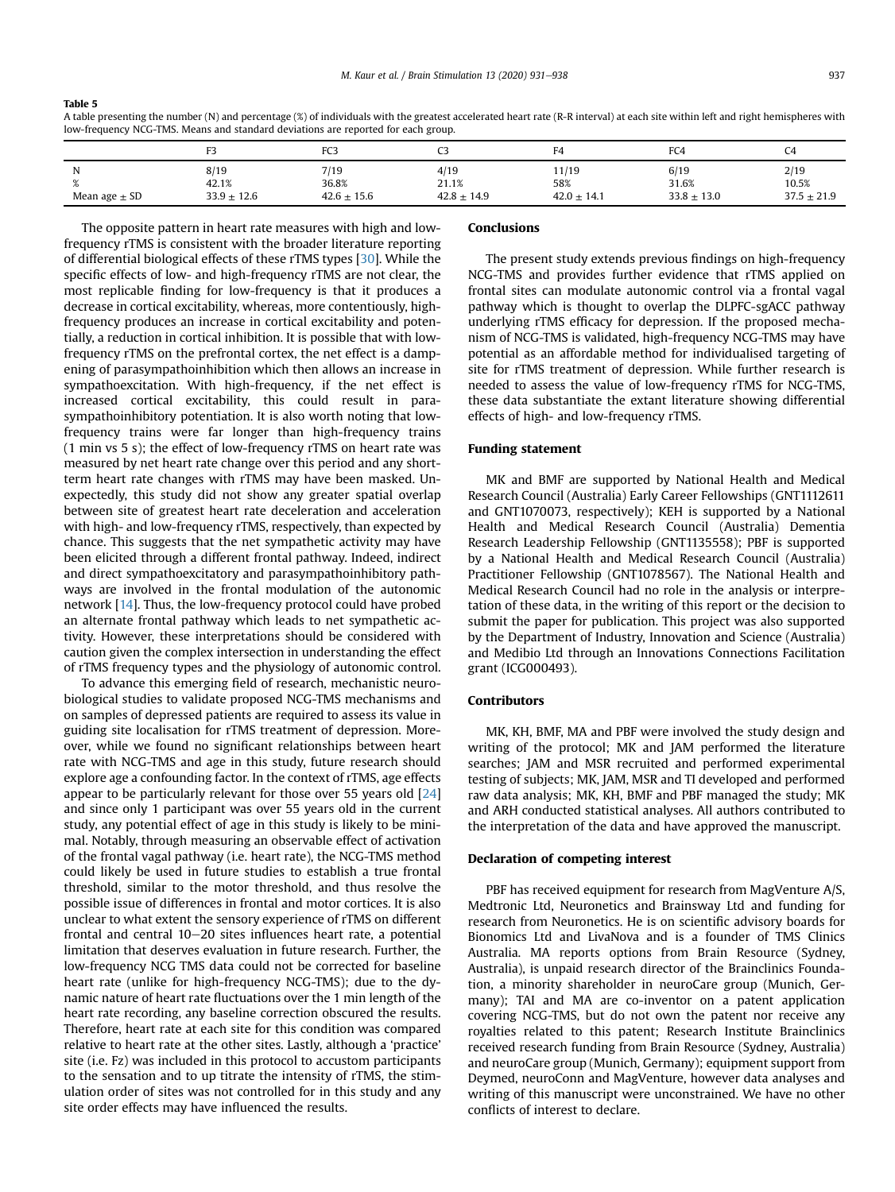**Table 5**

A table presenting the number (N) and percentage (%) of individuals with the greatest accelerated heart rate (R-R interval) at each site within left and right hemispheres with low-frequency NCG-TMS. Means and standard deviations are reported for each group.

| | F3 | FC3 | C3 | F4 | FC4 | C4 |
|---|---|---|---|---|---|---|
| N | 8/19 | 7/19 | 4/19 | 11/19 | 6/19 | 2/19 |
| % | 42.1% | 36.8% | 21.1% | 58% | 31.6% | 10.5% |
| Mean age ± SD | 33.9 ± 12.6 | 42.6 ± 15.6 | 42.8 ± 14.9 | 42.0 ± 14.1 | 33.8 ± 13.0 | 37.5 ± 21.9 |

The opposite pattern in heart rate measures with high and low-frequency rTMS is consistent with the broader literature reporting of differential biological effects of these rTMS types [30]. While the specific effects of low- and high-frequency rTMS are not clear, the most replicable finding for low-frequency is that it produces a decrease in cortical excitability, whereas, more contentiously, high-frequency produces an increase in cortical excitability and potentially, a reduction in cortical inhibition. It is possible that with low-frequency rTMS on the prefrontal cortex, the net effect is a dampening of parasympathoinhibition which then allows an increase in sympathoexcitation. With high-frequency, if the net effect is increased cortical excitability, this could result in parasympathoinhibitory potentiation. It is also worth noting that low-frequency trains were far longer than high-frequency trains (1 min vs 5 s); the effect of low-frequency rTMS on heart rate was measured by net heart rate change over this period and any short-term heart rate changes with rTMS may have been masked. Unexpectedly, this study did not show any greater spatial overlap between site of greatest heart rate deceleration and acceleration with high- and low-frequency rTMS, respectively, than expected by chance. This suggests that the net sympathetic activity may have been elicited through a different frontal pathway. Indeed, indirect and direct sympathoexcitatory and parasympathoinhibitory pathways are involved in the frontal modulation of the autonomic network [14]. Thus, the low-frequency protocol could have probed an alternate frontal pathway which leads to net sympathetic activity. However, these interpretations should be considered with caution given the complex intersection in understanding the effect of rTMS frequency types and the physiology of autonomic control.

To advance this emerging field of research, mechanistic neurobiological studies to validate proposed NCG-TMS mechanisms and on samples of depressed patients are required to assess its value in guiding site localisation for rTMS treatment of depression. Moreover, while we found no significant relationships between heart rate with NCG-TMS and age in this study, future research should explore age a confounding factor. In the context of rTMS, age effects appear to be particularly relevant for those over 55 years old [24] and since only 1 participant was over 55 years old in the current study, any potential effect of age in this study is likely to be minimal. Notably, through measuring an observable effect of activation of the frontal vagal pathway (i.e. heart rate), the NCG-TMS method could likely be used in future studies to establish a true frontal threshold, similar to the motor threshold, and thus resolve the possible issue of differences in frontal and motor cortices. It is also unclear to what extent the sensory experience of rTMS on different frontal and central 10–20 sites influences heart rate, a potential limitation that deserves evaluation in future research. Further, the low-frequency NCG TMS data could not be corrected for baseline heart rate (unlike for high-frequency NCG-TMS); due to the dynamic nature of heart rate fluctuations over the 1 min length of the heart rate recording, any baseline correction obscured the results. Therefore, heart rate at each site for this condition was compared relative to heart rate at the other sites. Lastly, although a 'practice' site (i.e. Fz) was included in this protocol to accustom participants to the sensation and to up titrate the intensity of rTMS, the stimulation order of sites was not controlled for in this study and any site order effects may have influenced the results.

## Conclusions

The present study extends previous findings on high-frequency NCG-TMS and provides further evidence that rTMS applied on frontal sites can modulate autonomic control via a frontal vagal pathway which is thought to overlap the DLPFC-sgACC pathway underlying rTMS efficacy for depression. If the proposed mechanism of NCG-TMS is validated, high-frequency NCG-TMS may have potential as an affordable method for individualised targeting of site for rTMS treatment of depression. While further research is needed to assess the value of low-frequency rTMS for NCG-TMS, these data substantiate the extant literature showing differential effects of high- and low-frequency rTMS.

## Funding statement

MK and BMF are supported by National Health and Medical Research Council (Australia) Early Career Fellowships (GNT1112611 and GNT1070073, respectively); KEH is supported by a National Health and Medical Research Council (Australia) Dementia Research Leadership Fellowship (GNT1135558); PBF is supported by a National Health and Medical Research Council (Australia) Practitioner Fellowship (GNT1078567). The National Health and Medical Research Council had no role in the analysis or interpretation of these data, in the writing of this report or the decision to submit the paper for publication. This project was also supported by the Department of Industry, Innovation and Science (Australia) and Medibio Ltd through an Innovations Connections Facilitation grant (ICG000493).

## Contributors

MK, KH, BMF, MA and PBF were involved the study design and writing of the protocol; MK and JAM performed the literature searches; JAM and MSR recruited and performed experimental testing of subjects; MK, JAM, MSR and TI developed and performed raw data analysis; MK, KH, BMF and PBF managed the study; MK and ARH conducted statistical analyses. All authors contributed to the interpretation of the data and have approved the manuscript.

## Declaration of competing interest

PBF has received equipment for research from MagVenture A/S, Medtronic Ltd, Neuronetics and Brainsway Ltd and funding for research from Neuronetics. He is on scientific advisory boards for Bionomics Ltd and LivaNova and is a founder of TMS Clinics Australia. MA reports options from Brain Resource (Sydney, Australia), is unpaid research director of the Brainclinics Foundation, a minority shareholder in neuroCare group (Munich, Germany); TAI and MA are co-inventor on a patent application covering NCG-TMS, but do not own the patent nor receive any royalties related to this patent; Research Institute Brainclinics received research funding from Brain Resource (Sydney, Australia) and neuroCare group (Munich, Germany); equipment support from Deymed, neuroConn and MagVenture, however data analyses and writing of this manuscript were unconstrained. We have no other conflicts of interest to declare.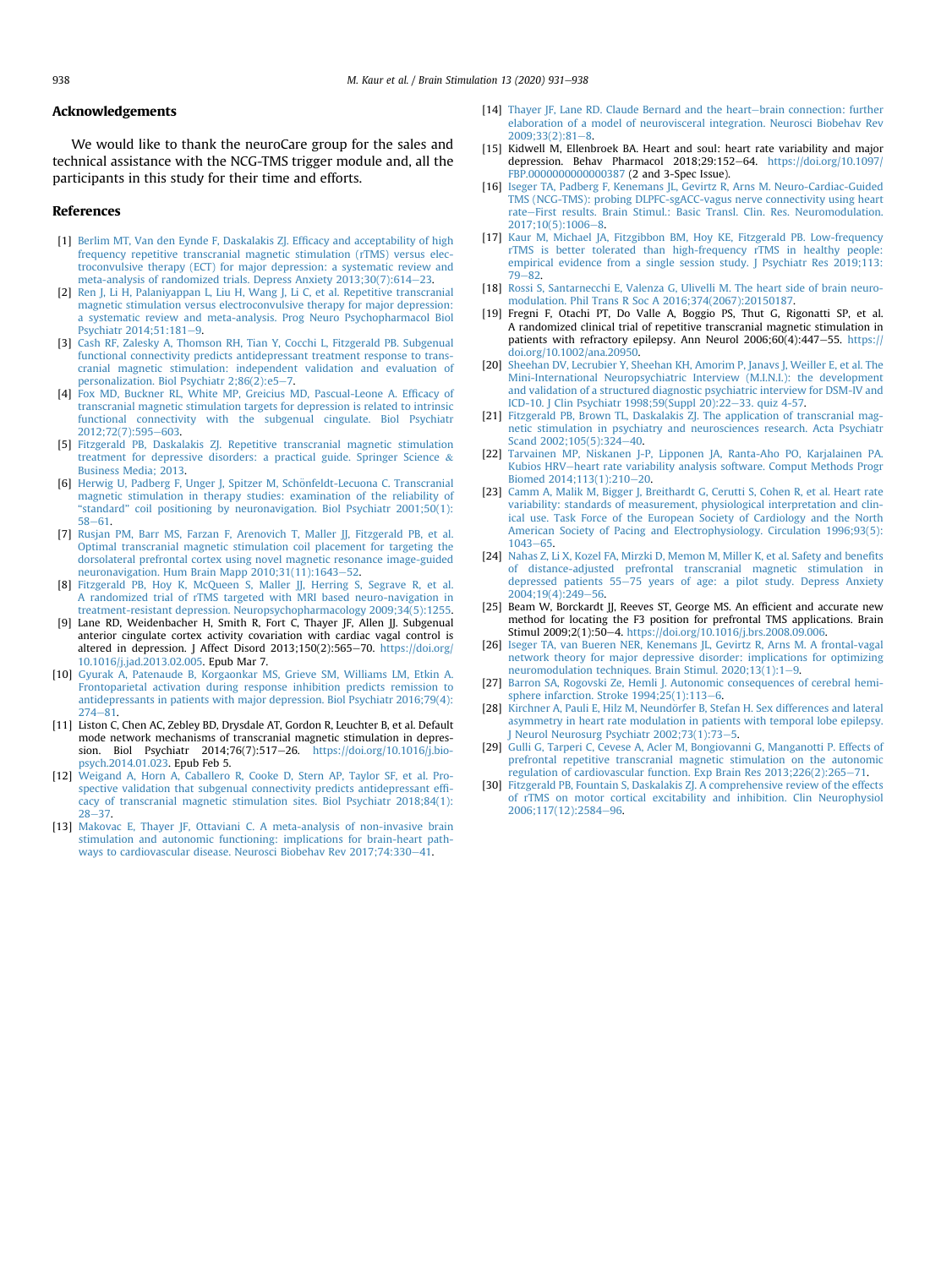## Acknowledgements

We would like to thank the neuroCare group for the sales and technical assistance with the NCG-TMS trigger module and, all the participants in this study for their time and efforts.

## References

[1] Berlim MT, Van den Eynde F, Daskalakis ZJ. Efficacy and acceptability of high frequency repetitive transcranial magnetic stimulation (rTMS) versus electroconvulsive therapy (ECT) for major depression: a systematic review and meta-analysis of randomized trials. Depress Anxiety 2013;30(7):614–23.

[2] Ren J, Li H, Palaniyappan L, Liu H, Wang J, Li C, et al. Repetitive transcranial magnetic stimulation versus electroconvulsive therapy for major depression: a systematic review and meta-analysis. Prog Neuro Psychopharmacol Biol Psychiatr 2014;51:181–9.

[3] Cash RF, Zalesky A, Thomson RH, Tian Y, Cocchi L, Fitzgerald PB. Subgenual functional connectivity predicts antidepressant treatment response to transcranial magnetic stimulation: independent validation and evaluation of personalization. Biol Psychiatr 2;86(2):e5–7.

[4] Fox MD, Buckner RL, White MP, Greicius MD, Pascual-Leone A. Efficacy of transcranial magnetic stimulation targets for depression is related to intrinsic functional connectivity with the subgenual cingulate. Biol Psychiatr 2012;72(7):595–603.

[5] Fitzgerald PB, Daskalakis ZJ. Repetitive transcranial magnetic stimulation treatment for depressive disorders: a practical guide. Springer Science & Business Media; 2013.

[6] Herwig U, Padberg F, Unger J, Spitzer M, Schönfeldt-Lecuona C. Transcranial magnetic stimulation in therapy studies: examination of the reliability of "standard" coil positioning by neuronavigation. Biol Psychiatr 2001;50(1):58–61.

[7] Rusjan PM, Barr MS, Farzan F, Arenovich T, Maller JJ, Fitzgerald PB, et al. Optimal transcranial magnetic stimulation coil placement for targeting the dorsolateral prefrontal cortex using novel magnetic resonance image-guided neuronavigation. Hum Brain Mapp 2010;31(11):1643–52.

[8] Fitzgerald PB, Hoy K, McQueen S, Maller JJ, Herring S, Segrave R, et al. A randomized trial of rTMS targeted with MRI based neuro-navigation in treatment-resistant depression. Neuropsychopharmacology 2009;34(5):1255.

[9] Lane RD, Weidenbacher H, Smith R, Fort C, Thayer JF, Allen JJ. Subgenual anterior cingulate cortex activity covariation with cardiac vagal control is altered in depression. J Affect Disord 2013;150(2):565–70. https://doi.org/10.1016/j.jad.2013.02.005. Epub Mar 7.

[10] Gyurak A, Patenaude B, Korgaonkar MS, Grieve SM, Williams LM, Etkin A. Frontoparietal activation during response inhibition predicts remission to antidepressants in patients with major depression. Biol Psychiatr 2016;79(4):274–81.

[11] Liston C, Chen AC, Zebley BD, Drysdale AT, Gordon R, Leuchter B, et al. Default mode network mechanisms of transcranial magnetic stimulation in depression. Biol Psychiatr 2014;76(7):517–26. https://doi.org/10.1016/j.biopsych.2014.01.023. Epub Feb 5.

[12] Weigand A, Horn A, Caballero R, Cooke D, Stern AP, Taylor SF, et al. Prospective validation that subgenual connectivity predicts antidepressant efficacy of transcranial magnetic stimulation sites. Biol Psychiatr 2018;84(1):28–37.

[13] Makovac E, Thayer JF, Ottaviani C. A meta-analysis of non-invasive brain stimulation and autonomic functioning: implications for brain-heart pathways to cardiovascular disease. Neurosci Biobehav Rev 2017;74:330–41.

[14] Thayer JF, Lane RD. Claude Bernard and the heart–brain connection: further elaboration of a model of neurovisceral integration. Neurosci Biobehav Rev 2009;33(2):81–8.

[15] Kidwell M, Ellenbroek BA. Heart and soul: heart rate variability and major depression. Behav Pharmacol 2018;29:152–64. https://doi.org/10.1097/FBP.0000000000000387 (2 and 3-Spec Issue).

[16] Iseger TA, Padberg F, Kenemans JL, Gevirtz R, Arns M. Neuro-Cardiac-Guided TMS (NCG-TMS): probing DLPFC-sgACC-vagus nerve connectivity using heart rate–First results. Brain Stimul.: Basic Transl. Clin. Res. Neuromodulation. 2017;10(5):1006–8.

[17] Kaur M, Michael JA, Fitzgibbon BM, Hoy KE, Fitzgerald PB. Low-frequency rTMS is better tolerated than high-frequency rTMS in healthy people: empirical evidence from a single session study. J Psychiatr Res 2019;113:79–82.

[18] Rossi S, Santarnecchi E, Valenza G, Ulivelli M. The heart side of brain neuromodulation. Phil Trans R Soc A 2016;374(2067):20150187.

[19] Fregni F, Otachi PT, Do Valle A, Boggio PS, Thut G, Rigonatti SP, et al. A randomized clinical trial of repetitive transcranial magnetic stimulation in patients with refractory epilepsy. Ann Neurol 2006;60(4):447–55. https://doi.org/10.1002/ana.20950.

[20] Sheehan DV, Lecrubier Y, Sheehan KH, Amorim P, Janavs J, Weiller E, et al. The Mini-International Neuropsychiatric Interview (M.I.N.I.): the development and validation of a structured diagnostic psychiatric interview for DSM-IV and ICD-10. J Clin Psychiatry 1998;59(Suppl 20):22–33. quiz 4-57.

[21] Fitzgerald PB, Brown TL, Daskalakis ZJ. The application of transcranial magnetic stimulation in psychiatry and neurosciences research. Acta Psychiatr Scand 2002;105(5):324–40.

[22] Tarvainen MP, Niskanen J-P, Lipponen JA, Ranta-Aho PO, Karjalainen PA. Kubios HRV–heart rate variability analysis software. Comput Methods Progr Biomed 2014;113(1):210–20.

[23] Camm A, Malik M, Bigger J, Breithardt G, Cerutti S, Cohen R, et al. Heart rate variability: standards of measurement, physiological interpretation and clinical use. Task Force of the European Society of Cardiology and the North American Society of Pacing and Electrophysiology. Circulation 1996;93(5):1043–65.

[24] Nahas Z, Li X, Kozel FA, Mirzki D, Memon M, Miller K, et al. Safety and benefits of distance-adjusted prefrontal transcranial magnetic stimulation in depressed patients 55–75 years of age: a pilot study. Depress Anxiety 2004;19(4):249–56.

[25] Beam W, Borckardt JJ, Reeves ST, George MS. An efficient and accurate new method for locating the F3 position for prefrontal TMS applications. Brain Stimul 2009;2(1):50–4. https://doi.org/10.1016/j.brs.2008.09.006.

[26] Iseger TA, van Bueren NER, Kenemans JL, Gevirtz R, Arns M. A frontal-vagal network theory for major depressive disorder: implications for optimizing neuromodulation techniques. Brain Stimul. 2020;13(1):1–9.

[27] Barron SA, Rogovski Ze, Hemli J. Autonomic consequences of cerebral hemisphere infarction. Stroke 1994;25(1):113–6.

[28] Kirchner A, Pauli E, Hilz M, Neundörfer B, Stefan H. Sex differences and lateral asymmetry in heart rate modulation in patients with temporal lobe epilepsy. J Neurol Neurosurg Psychiatr 2002;73(1):73–5.

[29] Gulli G, Tarperi C, Cevese A, Acler M, Bongiovanni G, Manganotti P. Effects of prefrontal repetitive transcranial magnetic stimulation on the autonomic regulation of cardiovascular function. Exp Brain Res 2013;226(2):265–71.

[30] Fitzgerald PB, Fountain S, Daskalakis ZJ. A comprehensive review of the effects of rTMS on motor cortical excitability and inhibition. Clin Neurophysiol 2006;117(12):2584–96.